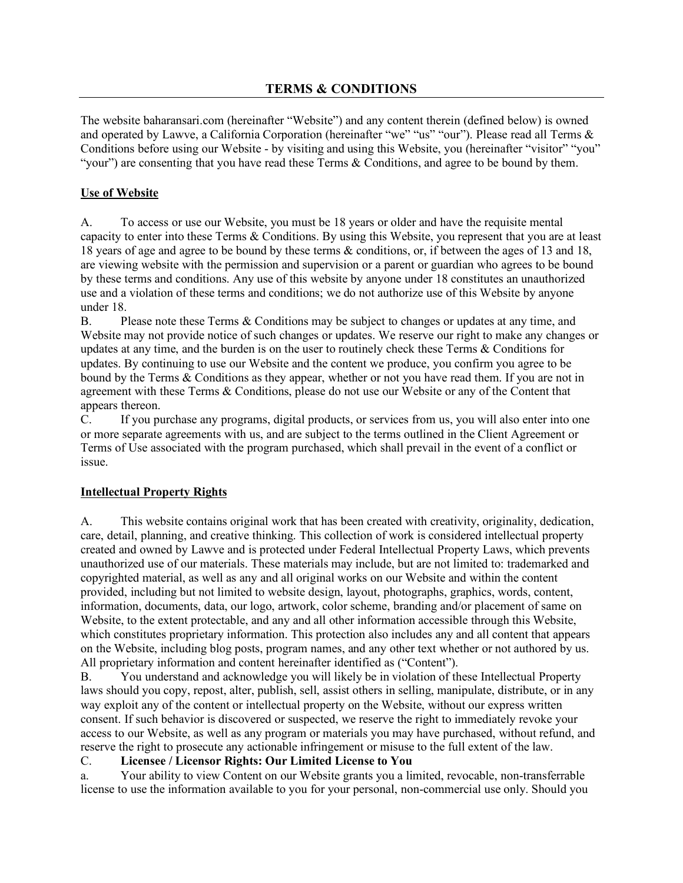# TERMS & CONDITIONS

The website baharansari.com (hereinafter "Website") and any content therein (defined below) is owned and operated by Lawve, a California Corporation (hereinafter "we" "us" "our"). Please read all Terms & Conditions before using our Website - by visiting and using this Website, you (hereinafter "visitor" "you" "your") are consenting that you have read these Terms & Conditions, and agree to be bound by them.

## Use of Website

A. To access or use our Website, you must be 18 years or older and have the requisite mental capacity to enter into these Terms & Conditions. By using this Website, you represent that you are at least 18 years of age and agree to be bound by these terms & conditions, or, if between the ages of 13 and 18, are viewing website with the permission and supervision or a parent or guardian who agrees to be bound by these terms and conditions. Any use of this website by anyone under 18 constitutes an unauthorized use and a violation of these terms and conditions; we do not authorize use of this Website by anyone under 18.

B. Please note these Terms & Conditions may be subject to changes or updates at any time, and Website may not provide notice of such changes or updates. We reserve our right to make any changes or updates at any time, and the burden is on the user to routinely check these Terms & Conditions for updates. By continuing to use our Website and the content we produce, you confirm you agree to be bound by the Terms & Conditions as they appear, whether or not you have read them. If you are not in agreement with these Terms & Conditions, please do not use our Website or any of the Content that appears thereon.

C. If you purchase any programs, digital products, or services from us, you will also enter into one or more separate agreements with us, and are subject to the terms outlined in the Client Agreement or Terms of Use associated with the program purchased, which shall prevail in the event of a conflict or issue.

## Intellectual Property Rights

A. This website contains original work that has been created with creativity, originality, dedication, care, detail, planning, and creative thinking. This collection of work is considered intellectual property created and owned by Lawve and is protected under Federal Intellectual Property Laws, which prevents unauthorized use of our materials. These materials may include, but are not limited to: trademarked and copyrighted material, as well as any and all original works on our Website and within the content provided, including but not limited to website design, layout, photographs, graphics, words, content, information, documents, data, our logo, artwork, color scheme, branding and/or placement of same on Website, to the extent protectable, and any and all other information accessible through this Website, which constitutes proprietary information. This protection also includes any and all content that appears on the Website, including blog posts, program names, and any other text whether or not authored by us. All proprietary information and content hereinafter identified as ("Content").

B. You understand and acknowledge you will likely be in violation of these Intellectual Property laws should you copy, repost, alter, publish, sell, assist others in selling, manipulate, distribute, or in any way exploit any of the content or intellectual property on the Website, without our express written consent. If such behavior is discovered or suspected, we reserve the right to immediately revoke your access to our Website, as well as any program or materials you may have purchased, without refund, and reserve the right to prosecute any actionable infringement or misuse to the full extent of the law.

C. **Licensee / Licensor Rights: Our Limited License to You**

a. Your ability to view Content on our Website grants you a limited, revocable, non-transferrable license to use the information available to you for your personal, non-commercial use only. Should you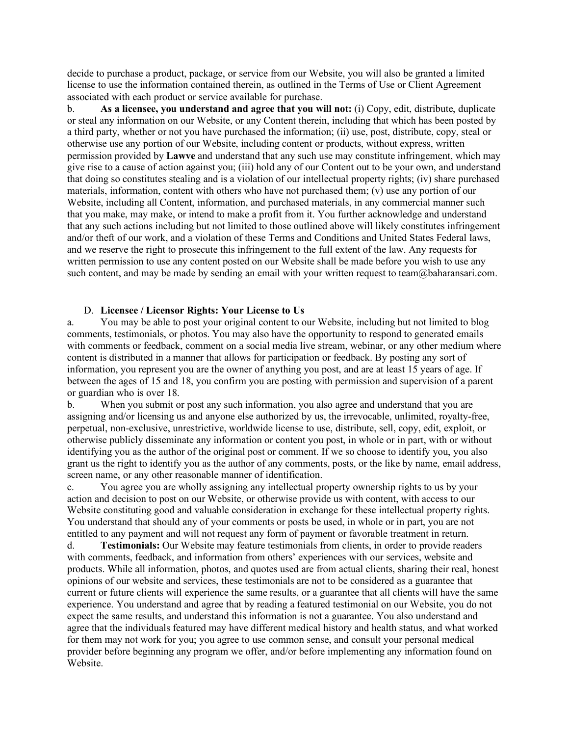decide to purchase a product, package, or service from our Website, you will also be granted a limited license to use the information contained therein, as outlined in the Terms of Use or Client Agreement associated with each product or service available for purchase.

b. **As a licensee, you understand and agree that you will not:** (i) Copy, edit, distribute, duplicate or steal any information on our Website, or any Content therein, including that which has been posted by a third party, whether or not you have purchased the information; (ii) use, post, distribute, copy, steal or otherwise use any portion of our Website, including content or products, without express, written permission provided by **Lawve** and understand that any such use may constitute infringement, which may give rise to a cause of action against you; (iii) hold any of our Content out to be your own, and understand that doing so constitutes stealing and is a violation of our intellectual property rights; (iv) share purchased materials, information, content with others who have not purchased them; (v) use any portion of our Website, including all Content, information, and purchased materials, in any commercial manner such that you make, may make, or intend to make a profit from it. You further acknowledge and understand that any such actions including but not limited to those outlined above will likely constitutes infringement and/or theft of our work, and a violation of these Terms and Conditions and United States Federal laws, and we reserve the right to prosecute this infringement to the full extent of the law. Any requests for written permission to use any content posted on our Website shall be made before you wish to use any such content, and may be made by sending an email with your written request to team@baharansari.com.

D. **Licensee / Licensor Rights: Your License to Us**

a. You may be able to post your original content to our Website, including but not limited to blog comments, testimonials, or photos. You may also have the opportunity to respond to generated emails with comments or feedback, comment on a social media live stream, webinar, or any other medium where content is distributed in a manner that allows for participation or feedback. By posting any sort of information, you represent you are the owner of anything you post, and are at least 15 years of age. If between the ages of 15 and 18, you confirm you are posting with permission and supervision of a parent or guardian who is over 18.

b. When you submit or post any such information, you also agree and understand that you are assigning and/or licensing us and anyone else authorized by us, the irrevocable, unlimited, royalty-free, perpetual, non-exclusive, unrestrictive, worldwide license to use, distribute, sell, copy, edit, exploit, or otherwise publicly disseminate any information or content you post, in whole or in part, with or without identifying you as the author of the original post or comment. If we so choose to identify you, you also grant us the right to identify you as the author of any comments, posts, or the like by name, email address, screen name, or any other reasonable manner of identification.

c. You agree you are wholly assigning any intellectual property ownership rights to us by your action and decision to post on our Website, or otherwise provide us with content, with access to our Website constituting good and valuable consideration in exchange for these intellectual property rights. You understand that should any of your comments or posts be used, in whole or in part, you are not entitled to any payment and will not request any form of payment or favorable treatment in return.

d. **Testimonials:** Our Website may feature testimonials from clients, in order to provide readers with comments, feedback, and information from others' experiences with our services, website and products. While all information, photos, and quotes used are from actual clients, sharing their real, honest opinions of our website and services, these testimonials are not to be considered as a guarantee that current or future clients will experience the same results, or a guarantee that all clients will have the same experience. You understand and agree that by reading a featured testimonial on our Website, you do not expect the same results, and understand this information is not a guarantee. You also understand and agree that the individuals featured may have different medical history and health status, and what worked for them may not work for you; you agree to use common sense, and consult your personal medical provider before beginning any program we offer, and/or before implementing any information found on Website.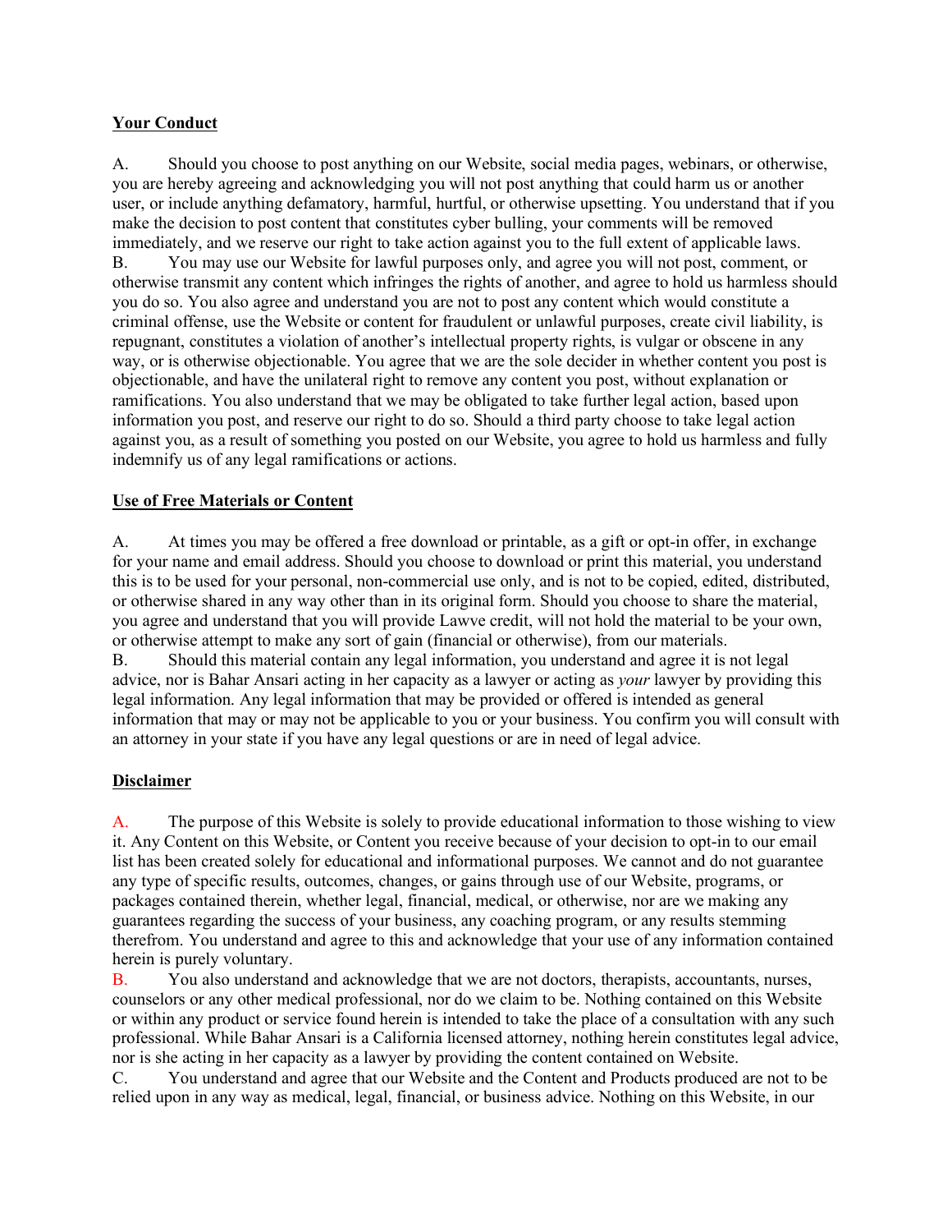**Your Conduct**

A. Should you choose to post anything on our Website, social media pages, webinars, or otherwise, you are hereby agreeing and acknowledging you will not post anything that could harm us or another user, or include anything defamatory, harmful, hurtful, or otherwise upsetting. You understand that if you make the decision to post content that constitutes cyber bulling, your comments will be removed immediately, and we reserve our right to take action against you to the full extent of applicable laws.

B. You may use our Website for lawful purposes only, and agree you will not post, comment, or otherwise transmit any content which infringes the rights of another, and agree to hold us harmless should you do so. You also agree and understand you are not to post any content which would constitute a criminal offense, use the Website or content for fraudulent or unlawful purposes, create civil liability, is repugnant, constitutes a violation of another's intellectual property rights, is vulgar or obscene in any way, or is otherwise objectionable. You agree that we are the sole decider in whether content you post is objectionable, and have the unilateral right to remove any content you post, without explanation or ramifications. You also understand that we may be obligated to take further legal action, based upon information you post, and reserve our right to do so. Should a third party choose to take legal action against you, as a result of something you posted on our Website, you agree to hold us harmless and fully indemnify us of any legal ramifications or actions.

**Use of Free Materials or Content**

A. At times you may be offered a free download or printable, as a gift or opt-in offer, in exchange for your name and email address. Should you choose to download or print this material, you understand this is to be used for your personal, non-commercial use only, and is not to be copied, edited, distributed, or otherwise shared in any way other than in its original form. Should you choose to share the material, you agree and understand that you will provide Lawve credit, will not hold the material to be your own, or otherwise attempt to make any sort of gain (financial or otherwise), from our materials.

B. Should this material contain any legal information, you understand and agree it is not legal advice, nor is Bahar Ansari acting in her capacity as a lawyer or acting as *your* lawyer by providing this legal information. Any legal information that may be provided or offered is intended as general information that may or may not be applicable to you or your business. You confirm you will consult with an attorney in your state if you have any legal questions or are in need of legal advice.

**Disclaimer**

A. The purpose of this Website is solely to provide educational information to those wishing to view it. Any Content on this Website, or Content you receive because of your decision to opt-in to our email list has been created solely for educational and informational purposes. We cannot and do not guarantee any type of specific results, outcomes, changes, or gains through use of our Website, programs, or packages contained therein, whether legal, financial, medical, or otherwise, nor are we making any guarantees regarding the success of your business, any coaching program, or any results stemming therefrom. You understand and agree to this and acknowledge that your use of any information contained herein is purely voluntary.

B. You also understand and acknowledge that we are not doctors, therapists, accountants, nurses, counselors or any other medical professional, nor do we claim to be. Nothing contained on this Website or within any product or service found herein is intended to take the place of a consultation with any such professional. While Bahar Ansari is a California licensed attorney, nothing herein constitutes legal advice, nor is she acting in her capacity as a lawyer by providing the content contained on Website.

C. You understand and agree that our Website and the Content and Products produced are not to be relied upon in any way as medical, legal, financial, or business advice. Nothing on this Website, in our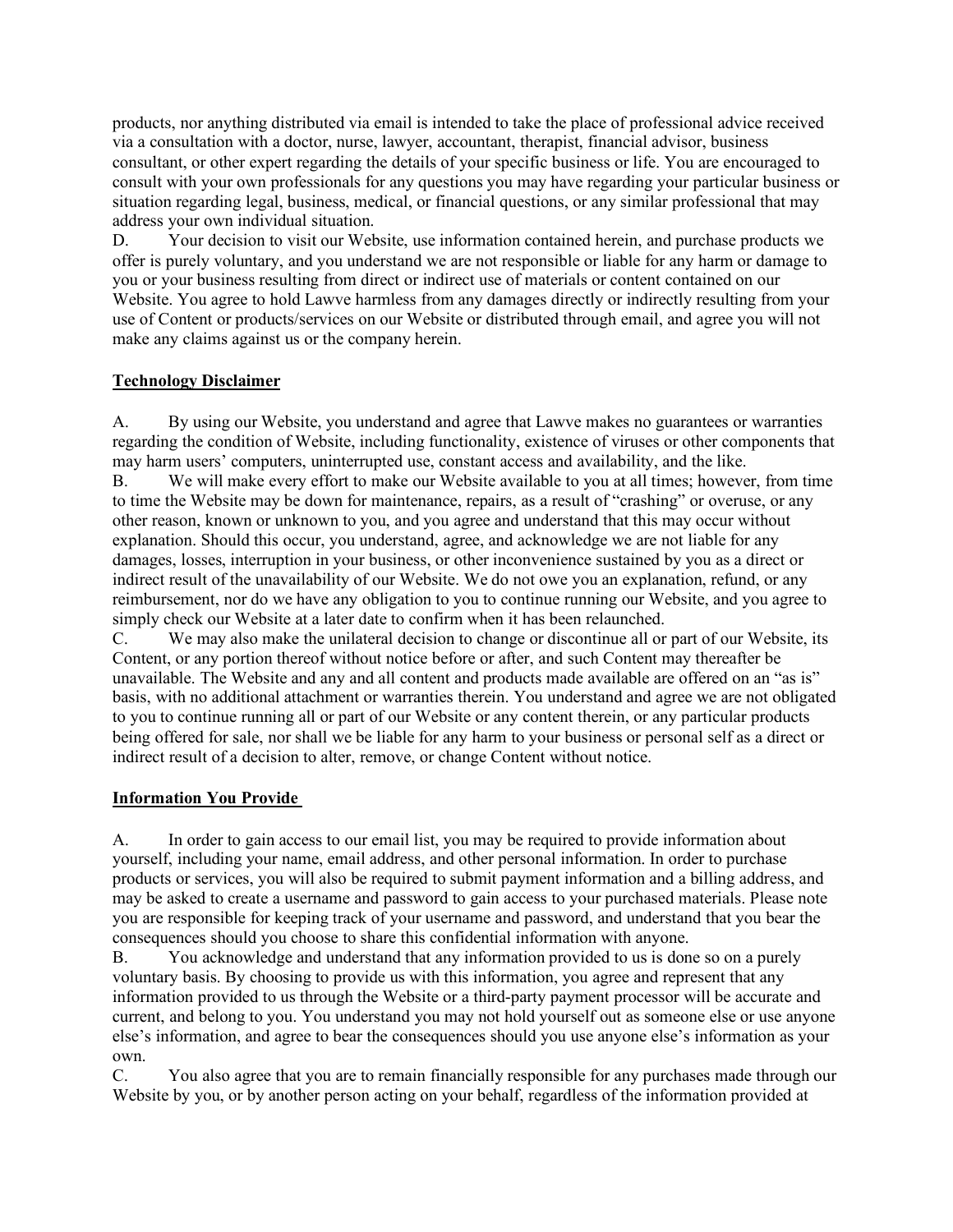products, nor anything distributed via email is intended to take the place of professional advice received via a consultation with a doctor, nurse, lawyer, accountant, therapist, financial advisor, business consultant, or other expert regarding the details of your specific business or life. You are encouraged to consult with your own professionals for any questions you may have regarding your particular business or situation regarding legal, business, medical, or financial questions, or any similar professional that may address your own individual situation.

D. Your decision to visit our Website, use information contained herein, and purchase products we offer is purely voluntary, and you understand we are not responsible or liable for any harm or damage to you or your business resulting from direct or indirect use of materials or content contained on our Website. You agree to hold Lawve harmless from any damages directly or indirectly resulting from your use of Content or products/services on our Website or distributed through email, and agree you will not make any claims against us or the company herein.

**Technology Disclaimer**

A. By using our Website, you understand and agree that Lawve makes no guarantees or warranties regarding the condition of Website, including functionality, existence of viruses or other components that may harm users' computers, uninterrupted use, constant access and availability, and the like.

B. We will make every effort to make our Website available to you at all times; however, from time to time the Website may be down for maintenance, repairs, as a result of "crashing" or overuse, or any other reason, known or unknown to you, and you agree and understand that this may occur without explanation. Should this occur, you understand, agree, and acknowledge we are not liable for any damages, losses, interruption in your business, or other inconvenience sustained by you as a direct or indirect result of the unavailability of our Website. We do not owe you an explanation, refund, or any reimbursement, nor do we have any obligation to you to continue running our Website, and you agree to simply check our Website at a later date to confirm when it has been relaunched.

C. We may also make the unilateral decision to change or discontinue all or part of our Website, its Content, or any portion thereof without notice before or after, and such Content may thereafter be unavailable. The Website and any and all content and products made available are offered on an "as is" basis, with no additional attachment or warranties therein. You understand and agree we are not obligated to you to continue running all or part of our Website or any content therein, or any particular products being offered for sale, nor shall we be liable for any harm to your business or personal self as a direct or indirect result of a decision to alter, remove, or change Content without notice.

**Information You Provide**

A. In order to gain access to our email list, you may be required to provide information about yourself, including your name, email address, and other personal information. In order to purchase products or services, you will also be required to submit payment information and a billing address, and may be asked to create a username and password to gain access to your purchased materials. Please note you are responsible for keeping track of your username and password, and understand that you bear the consequences should you choose to share this confidential information with anyone.

B. You acknowledge and understand that any information provided to us is done so on a purely voluntary basis. By choosing to provide us with this information, you agree and represent that any information provided to us through the Website or a third-party payment processor will be accurate and current, and belong to you. You understand you may not hold yourself out as someone else or use anyone else's information, and agree to bear the consequences should you use anyone else's information as your own.

C. You also agree that you are to remain financially responsible for any purchases made through our Website by you, or by another person acting on your behalf, regardless of the information provided at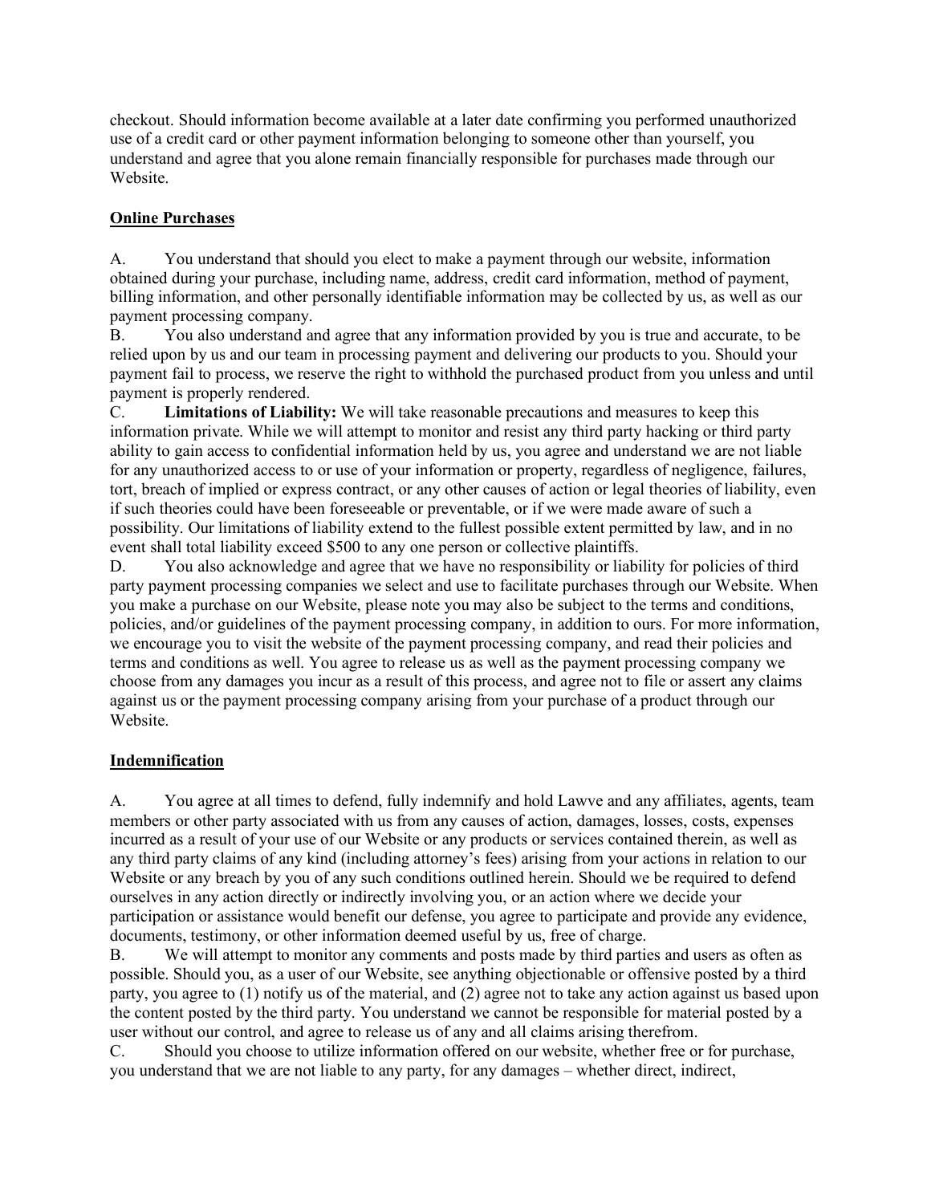checkout. Should information become available at a later date confirming you performed unauthorized use of a credit card or other payment information belonging to someone other than yourself, you understand and agree that you alone remain financially responsible for purchases made through our Website.

## Online Purchases

A. You understand that should you elect to make a payment through our website, information obtained during your purchase, including name, address, credit card information, method of payment, billing information, and other personally identifiable information may be collected by us, as well as our payment processing company.

B. You also understand and agree that any information provided by you is true and accurate, to be relied upon by us and our team in processing payment and delivering our products to you. Should your payment fail to process, we reserve the right to withhold the purchased product from you unless and until payment is properly rendered.

C. **Limitations of Liability:** We will take reasonable precautions and measures to keep this information private. While we will attempt to monitor and resist any third party hacking or third party ability to gain access to confidential information held by us, you agree and understand we are not liable for any unauthorized access to or use of your information or property, regardless of negligence, failures, tort, breach of implied or express contract, or any other causes of action or legal theories of liability, even if such theories could have been foreseeable or preventable, or if we were made aware of such a possibility. Our limitations of liability extend to the fullest possible extent permitted by law, and in no event shall total liability exceed $500 to any one person or collective plaintiffs.

D. You also acknowledge and agree that we have no responsibility or liability for policies of third party payment processing companies we select and use to facilitate purchases through our Website. When you make a purchase on our Website, please note you may also be subject to the terms and conditions, policies, and/or guidelines of the payment processing company, in addition to ours. For more information, we encourage you to visit the website of the payment processing company, and read their policies and terms and conditions as well. You agree to release us as well as the payment processing company we choose from any damages you incur as a result of this process, and agree not to file or assert any claims against us or the payment processing company arising from your purchase of a product through our Website.

## Indemnification

A. You agree at all times to defend, fully indemnify and hold Lawve and any affiliates, agents, team members or other party associated with us from any causes of action, damages, losses, costs, expenses incurred as a result of your use of our Website or any products or services contained therein, as well as any third party claims of any kind (including attorney's fees) arising from your actions in relation to our Website or any breach by you of any such conditions outlined herein. Should we be required to defend ourselves in any action directly or indirectly involving you, or an action where we decide your participation or assistance would benefit our defense, you agree to participate and provide any evidence, documents, testimony, or other information deemed useful by us, free of charge.

B. We will attempt to monitor any comments and posts made by third parties and users as often as possible. Should you, as a user of our Website, see anything objectionable or offensive posted by a third party, you agree to (1) notify us of the material, and (2) agree not to take any action against us based upon the content posted by the third party. You understand we cannot be responsible for material posted by a user without our control, and agree to release us of any and all claims arising therefrom.

C. Should you choose to utilize information offered on our website, whether free or for purchase, you understand that we are not liable to any party, for any damages – whether direct, indirect,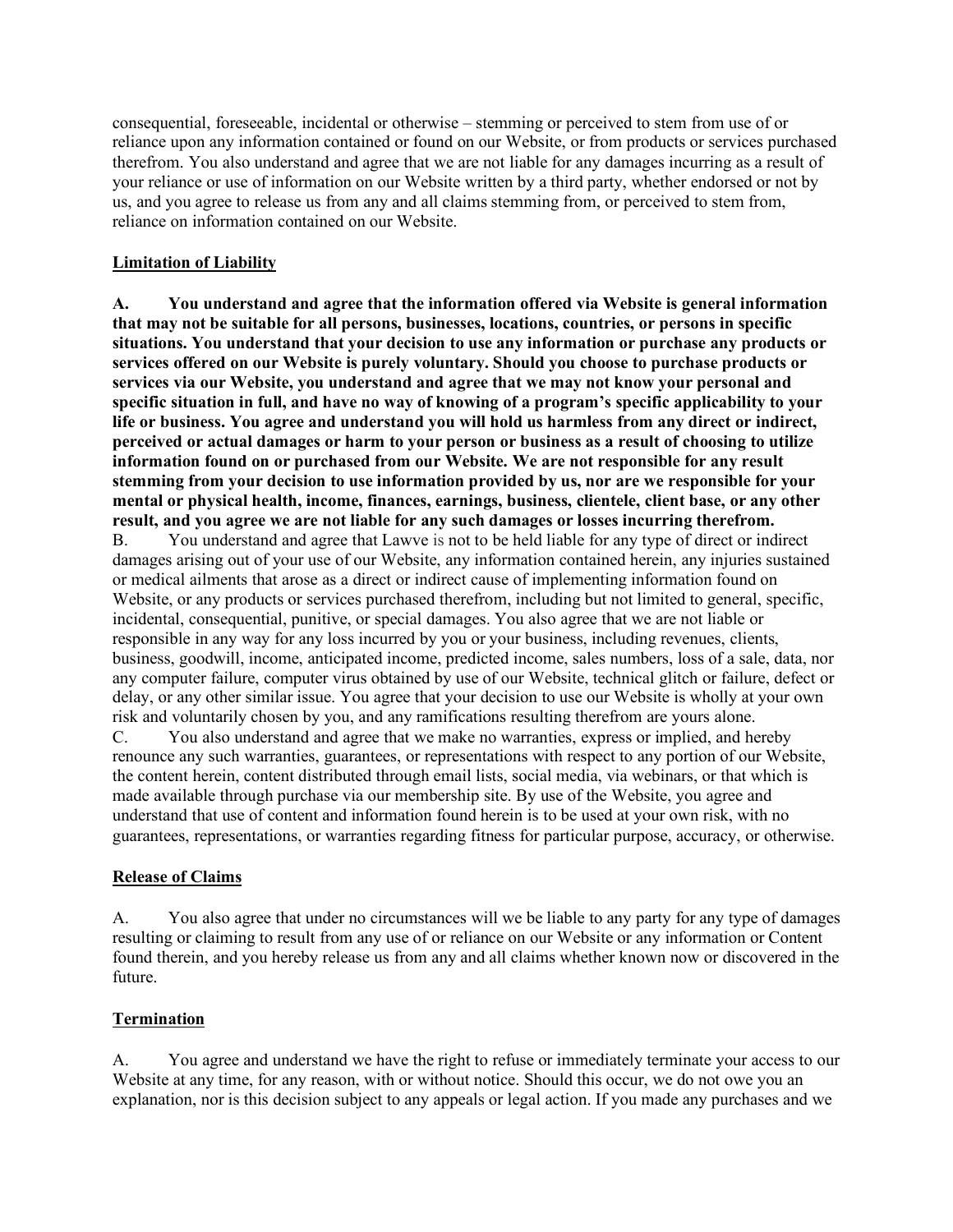consequential, foreseeable, incidental or otherwise – stemming or perceived to stem from use of or reliance upon any information contained or found on our Website, or from products or services purchased therefrom. You also understand and agree that we are not liable for any damages incurring as a result of your reliance or use of information on our Website written by a third party, whether endorsed or not by us, and you agree to release us from any and all claims stemming from, or perceived to stem from, reliance on information contained on our Website.

## Limitation of Liability

**A. You understand and agree that the information offered via Website is general information that may not be suitable for all persons, businesses, locations, countries, or persons in specific situations. You understand that your decision to use any information or purchase any products or services offered on our Website is purely voluntary. Should you choose to purchase products or services via our Website, you understand and agree that we may not know your personal and specific situation in full, and have no way of knowing of a program's specific applicability to your life or business. You agree and understand you will hold us harmless from any direct or indirect, perceived or actual damages or harm to your person or business as a result of choosing to utilize information found on or purchased from our Website. We are not responsible for any result stemming from your decision to use information provided by us, nor are we responsible for your mental or physical health, income, finances, earnings, business, clientele, client base, or any other result, and you agree we are not liable for any such damages or losses incurring therefrom.**

B. You understand and agree that Lawve is not to be held liable for any type of direct or indirect damages arising out of your use of our Website, any information contained herein, any injuries sustained or medical ailments that arose as a direct or indirect cause of implementing information found on Website, or any products or services purchased therefrom, including but not limited to general, specific, incidental, consequential, punitive, or special damages. You also agree that we are not liable or responsible in any way for any loss incurred by you or your business, including revenues, clients, business, goodwill, income, anticipated income, predicted income, sales numbers, loss of a sale, data, nor any computer failure, computer virus obtained by use of our Website, technical glitch or failure, defect or delay, or any other similar issue. You agree that your decision to use our Website is wholly at your own risk and voluntarily chosen by you, and any ramifications resulting therefrom are yours alone.

C. You also understand and agree that we make no warranties, express or implied, and hereby renounce any such warranties, guarantees, or representations with respect to any portion of our Website, the content herein, content distributed through email lists, social media, via webinars, or that which is made available through purchase via our membership site. By use of the Website, you agree and understand that use of content and information found herein is to be used at your own risk, with no guarantees, representations, or warranties regarding fitness for particular purpose, accuracy, or otherwise.

## Release of Claims

A. You also agree that under no circumstances will we be liable to any party for any type of damages resulting or claiming to result from any use of or reliance on our Website or any information or Content found therein, and you hereby release us from any and all claims whether known now or discovered in the future.

## Termination

A. You agree and understand we have the right to refuse or immediately terminate your access to our Website at any time, for any reason, with or without notice. Should this occur, we do not owe you an explanation, nor is this decision subject to any appeals or legal action. If you made any purchases and we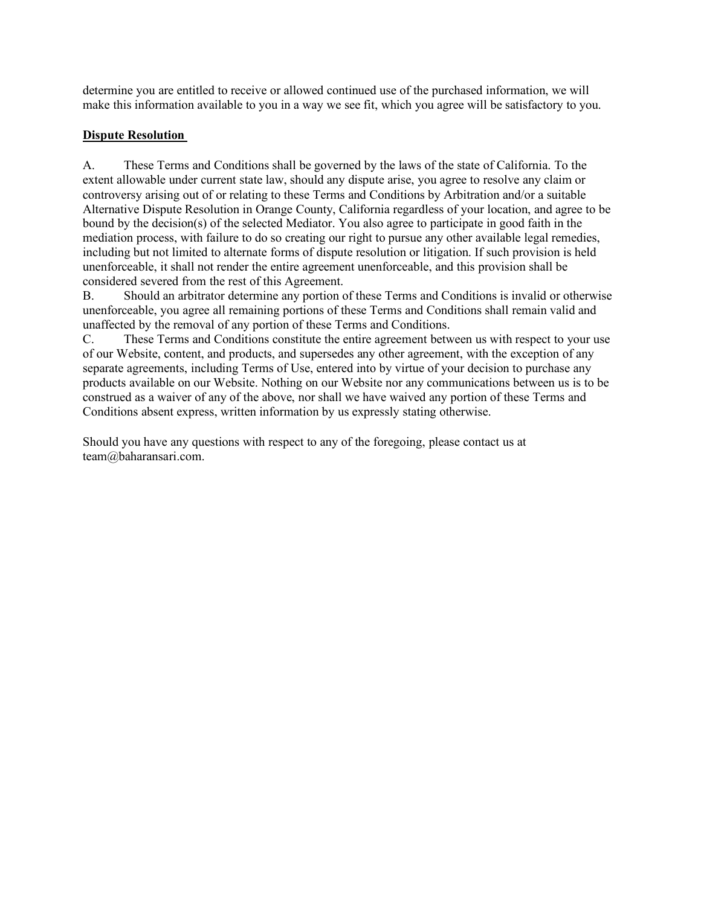determine you are entitled to receive or allowed continued use of the purchased information, we will make this information available to you in a way we see fit, which you agree will be satisfactory to you.

**Dispute Resolution**

A. These Terms and Conditions shall be governed by the laws of the state of California. To the extent allowable under current state law, should any dispute arise, you agree to resolve any claim or controversy arising out of or relating to these Terms and Conditions by Arbitration and/or a suitable Alternative Dispute Resolution in Orange County, California regardless of your location, and agree to be bound by the decision(s) of the selected Mediator. You also agree to participate in good faith in the mediation process, with failure to do so creating our right to pursue any other available legal remedies, including but not limited to alternate forms of dispute resolution or litigation. If such provision is held unenforceable, it shall not render the entire agreement unenforceable, and this provision shall be considered severed from the rest of this Agreement.

B. Should an arbitrator determine any portion of these Terms and Conditions is invalid or otherwise unenforceable, you agree all remaining portions of these Terms and Conditions shall remain valid and unaffected by the removal of any portion of these Terms and Conditions.

C. These Terms and Conditions constitute the entire agreement between us with respect to your use of our Website, content, and products, and supersedes any other agreement, with the exception of any separate agreements, including Terms of Use, entered into by virtue of your decision to purchase any products available on our Website. Nothing on our Website nor any communications between us is to be construed as a waiver of any of the above, nor shall we have waived any portion of these Terms and Conditions absent express, written information by us expressly stating otherwise.

Should you have any questions with respect to any of the foregoing, please contact us at team@baharansari.com.